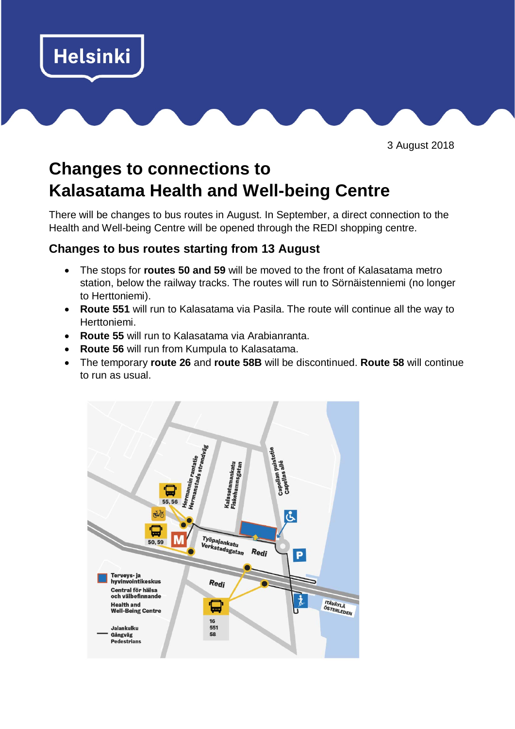Helsinki

3 August 2018

# Changes to connections to Kalasatama Health and Well-being Centre

There will be changes to bus routes in August. In September, a direct connection to the Health and Well-being Centre will be opened through the REDI shopping centre.

## Changes to bus routes starting from 13 August

- The stops for **routes 50 and 59** will be moved to the front of Kalasatama metro station, below the railway tracks. The routes will run to Sörnäistenniemi (no longer to Herttoniemi).
- **Route 551** will run to Kalasatama via Pasila. The route will continue all the way to Herttoniemi.
- **Route 55** will run to Kalasatama via Arabianranta.
- **Route 56** will run from Kumpula to Kalasatama.
- The temporary **route 26** and **route 58B** will be discontinued. **Route 58** will continue to run as usual.

Hermannin rantatie
Hermanstads strandväg

Kalasatamankatu
Fiskehamnsgatan

Capellan puistotie
Capellas allé

55, 56

50, 59

M

Työpajankatu
Verkstadsgatan

Redi

P

Redi

16
551
58

ITÄVÄYLÄ
ÖSTERLEDEN

Terveys- ja hyvinvointikeskus
Central för hälsa och välbefinnande
Health and Well-Being Centre

Jalankulku
Gångväg
Pedestrians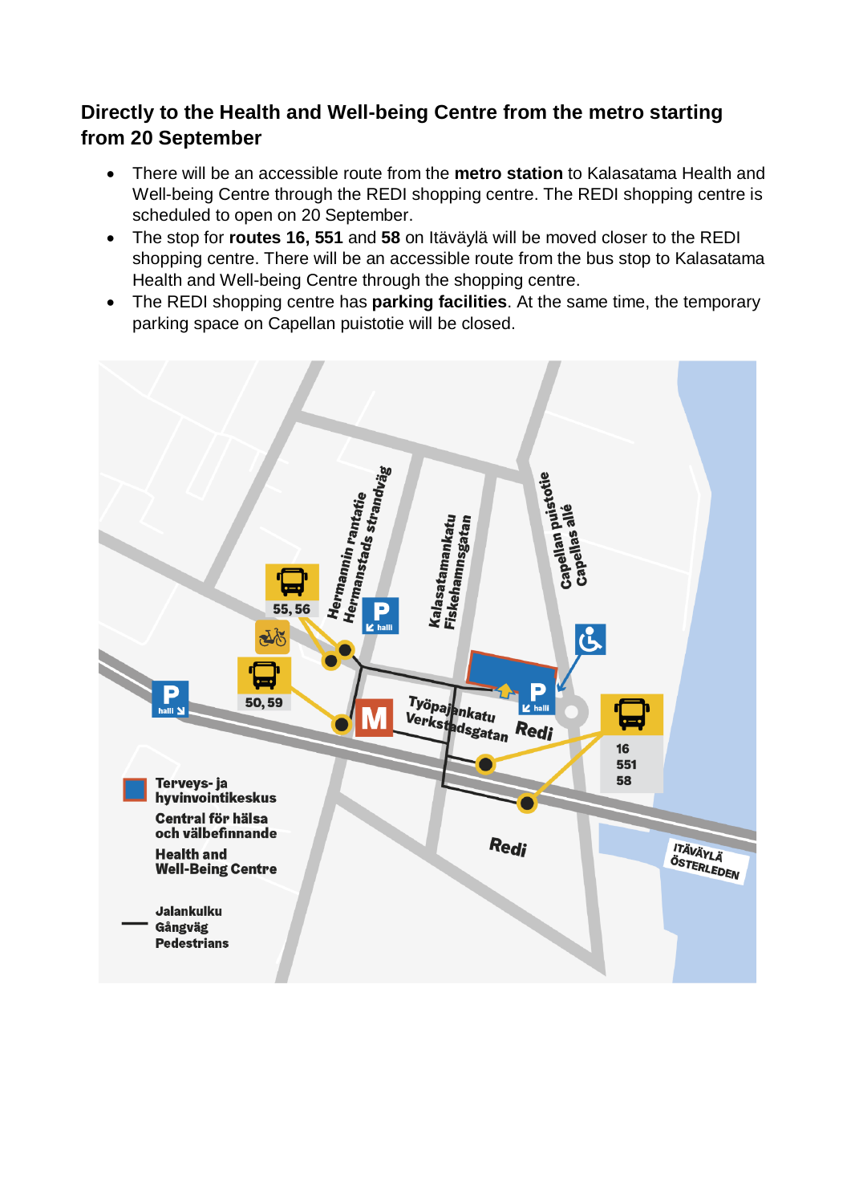## Directly to the Health and Well-being Centre from the metro starting from 20 September

- There will be an accessible route from the **metro station** to Kalasatama Health and Well-being Centre through the REDI shopping centre. The REDI shopping centre is scheduled to open on 20 September.
- The stop for **routes 16, 551** and **58** on Itäväylä will be moved closer to the REDI shopping centre. There will be an accessible route from the bus stop to Kalasatama Health and Well-being Centre through the shopping centre.
- The REDI shopping centre has **parking facilities**. At the same time, the temporary parking space on Capellan puistotie will be closed.

Hermannin rantatie
Hermanstads strandväg
Kalasatamankatu
Fiskehamnsgatan
Capellan puistotie
Capellas allé
55, 56
50, 59
P halli
M
Työpajankatu
Verkstadsgatan
Redi
16
551
58
Redi
ITÄVÄYLÄ
ÖSTERLEDEN

Terveys- ja hyvinvointikeskus
Central för hälsa och välbefinnande
Health and Well-Being Centre

Jalankulku
Gångväg
Pedestrians